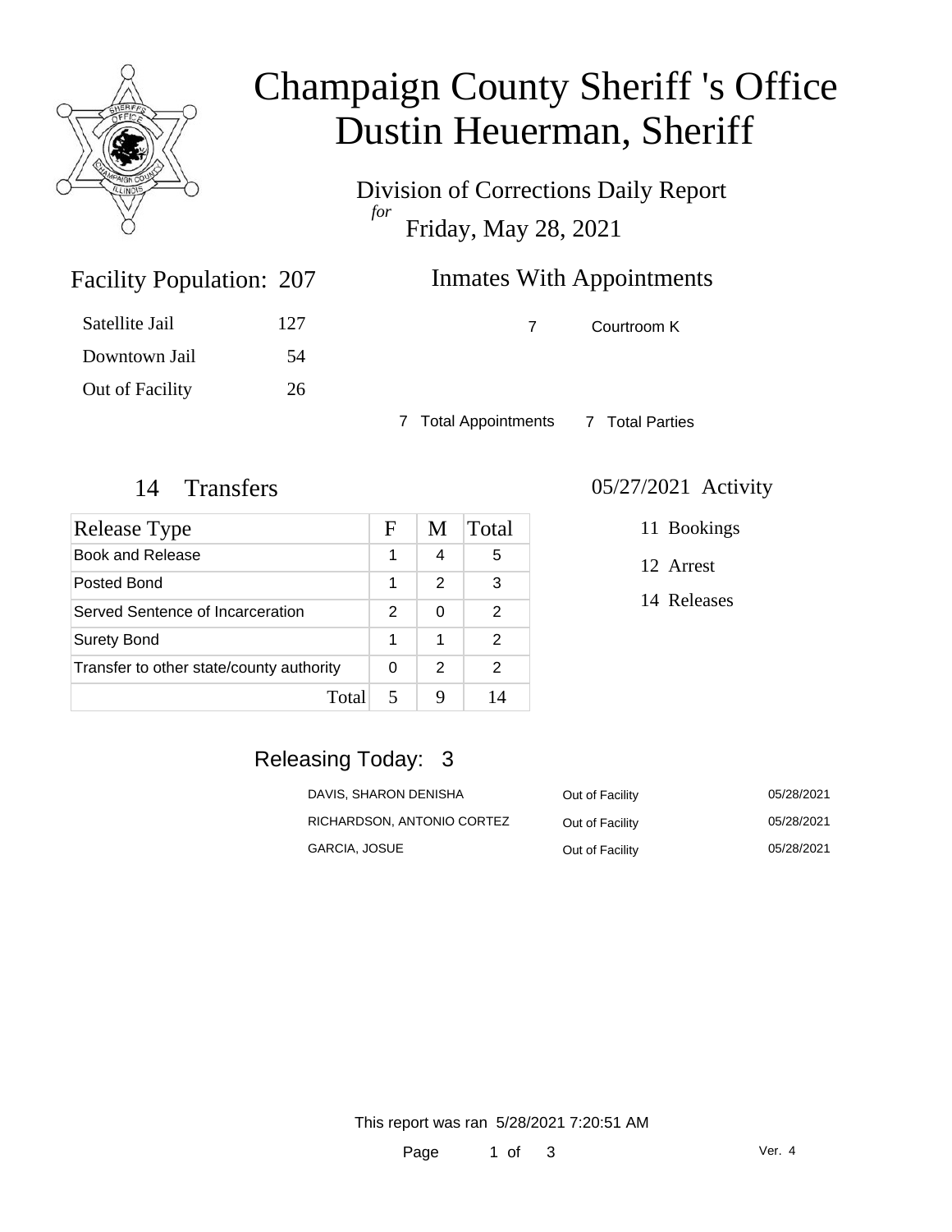# Champaign County Sheriff 's Office
# Dustin Heuerman, Sheriff

Division of Corrections Daily Report
*for*
Friday, May 28, 2021

## Facility Population: 207

| | |
|---|---|
| Satellite Jail | 127 |
| Downtown Jail | 54 |
| Out of Facility | 26 |

## Inmates With Appointments

| | |
|---|---|
| 7 | Courtroom K |

7 Total Appointments 7 Total Parties

## 14 Transfers

| Release Type | F | M | Total |
|---|---|---|---|
| Book and Release | 1 | 4 | 5 |
| Posted Bond | 1 | 2 | 3 |
| Served Sentence of Incarceration | 2 | 0 | 2 |
| Surety Bond | 1 | 1 | 2 |
| Transfer to other state/county authority | 0 | 2 | 2 |
| Total | 5 | 9 | 14 |

## 05/27/2021 Activity

11 Bookings

12 Arrest

14 Releases

## Releasing Today: 3

| | | |
|---|---|---|
| DAVIS, SHARON DENISHA | Out of Facility | 05/28/2021 |
| RICHARDSON, ANTONIO CORTEZ | Out of Facility | 05/28/2021 |
| GARCIA, JOSUE | Out of Facility | 05/28/2021 |

This report was ran 5/28/2021 7:20:51 AM

Ver. 4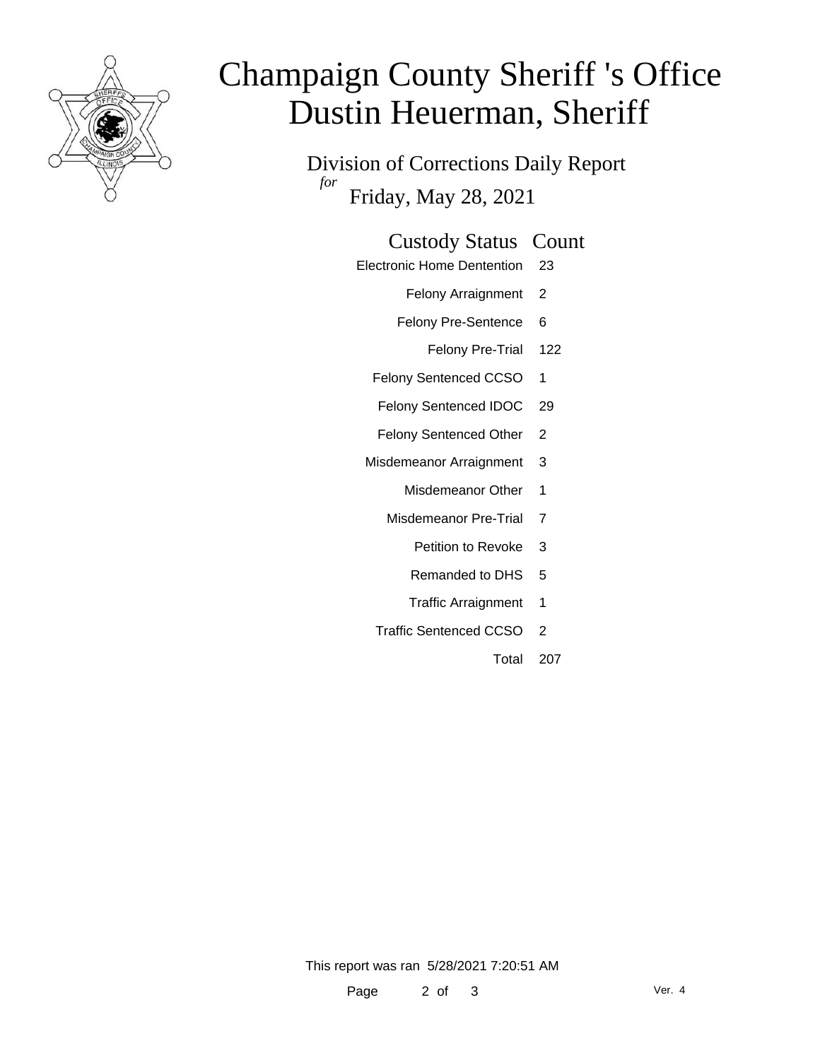# Champaign County Sheriff 's Office
# Dustin Heuerman, Sheriff

## Division of Corrections Daily Report

*for*

Friday, May 28, 2021

| Custody Status | Count |
| --- | --- |
| Electronic Home Dentention | 23 |
| Felony Arraignment | 2 |
| Felony Pre-Sentence | 6 |
| Felony Pre-Trial | 122 |
| Felony Sentenced CCSO | 1 |
| Felony Sentenced IDOC | 29 |
| Felony Sentenced Other | 2 |
| Misdemeanor Arraignment | 3 |
| Misdemeanor Other | 1 |
| Misdemeanor Pre-Trial | 7 |
| Petition to Revoke | 3 |
| Remanded to DHS | 5 |
| Traffic Arraignment | 1 |
| Traffic Sentenced CCSO | 2 |
| Total | 207 |

This report was ran 5/28/2021 7:20:51 AM

Ver. 4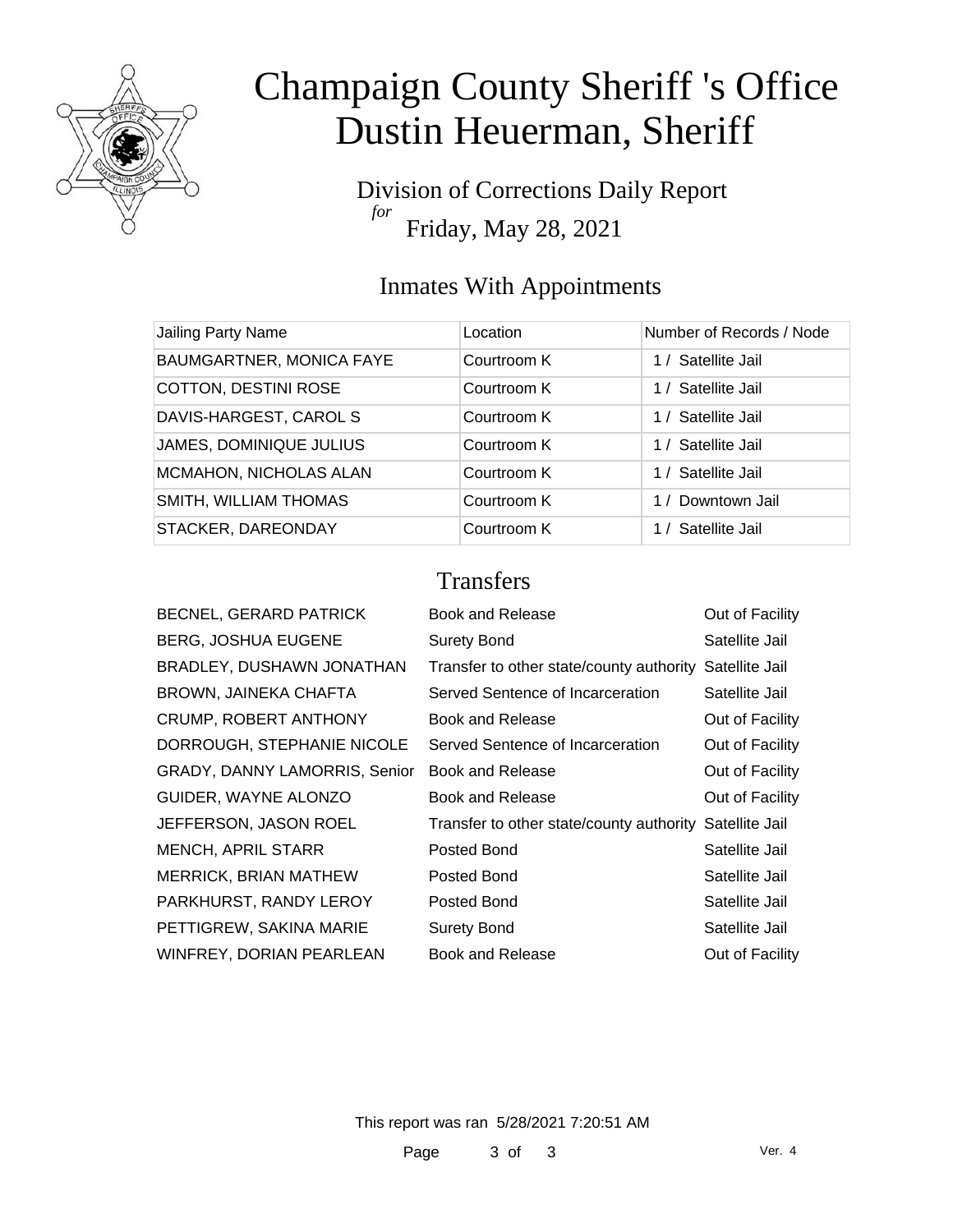# Champaign County Sheriff 's Office
# Dustin Heuerman, Sheriff

Division of Corrections Daily Report
*for*
Friday, May 28, 2021

## Inmates With Appointments

| Jailing Party Name | Location | Number of Records / Node |
| --- | --- | --- |
| BAUMGARTNER, MONICA FAYE | Courtroom K | 1 / Satellite Jail |
| COTTON, DESTINI ROSE | Courtroom K | 1 / Satellite Jail |
| DAVIS-HARGEST, CAROL S | Courtroom K | 1 / Satellite Jail |
| JAMES, DOMINIQUE JULIUS | Courtroom K | 1 / Satellite Jail |
| MCMAHON, NICHOLAS ALAN | Courtroom K | 1 / Satellite Jail |
| SMITH, WILLIAM THOMAS | Courtroom K | 1 / Downtown Jail |
| STACKER, DAREONDAY | Courtroom K | 1 / Satellite Jail |

## Transfers

| | | |
| --- | --- | --- |
| BECNEL, GERARD PATRICK | Book and Release | Out of Facility |
| BERG, JOSHUA EUGENE | Surety Bond | Satellite Jail |
| BRADLEY, DUSHAWN JONATHAN | Transfer to other state/county authority | Satellite Jail |
| BROWN, JAINEKA CHAFTA | Served Sentence of Incarceration | Satellite Jail |
| CRUMP, ROBERT ANTHONY | Book and Release | Out of Facility |
| DORROUGH, STEPHANIE NICOLE | Served Sentence of Incarceration | Out of Facility |
| GRADY, DANNY LAMORRIS, Senior | Book and Release | Out of Facility |
| GUIDER, WAYNE ALONZO | Book and Release | Out of Facility |
| JEFFERSON, JASON ROEL | Transfer to other state/county authority | Satellite Jail |
| MENCH, APRIL STARR | Posted Bond | Satellite Jail |
| MERRICK, BRIAN MATHEW | Posted Bond | Satellite Jail |
| PARKHURST, RANDY LEROY | Posted Bond | Satellite Jail |
| PETTIGREW, SAKINA MARIE | Surety Bond | Satellite Jail |
| WINFREY, DORIAN PEARLEAN | Book and Release | Out of Facility |

This report was ran 5/28/2021 7:20:51 AM

Ver. 4